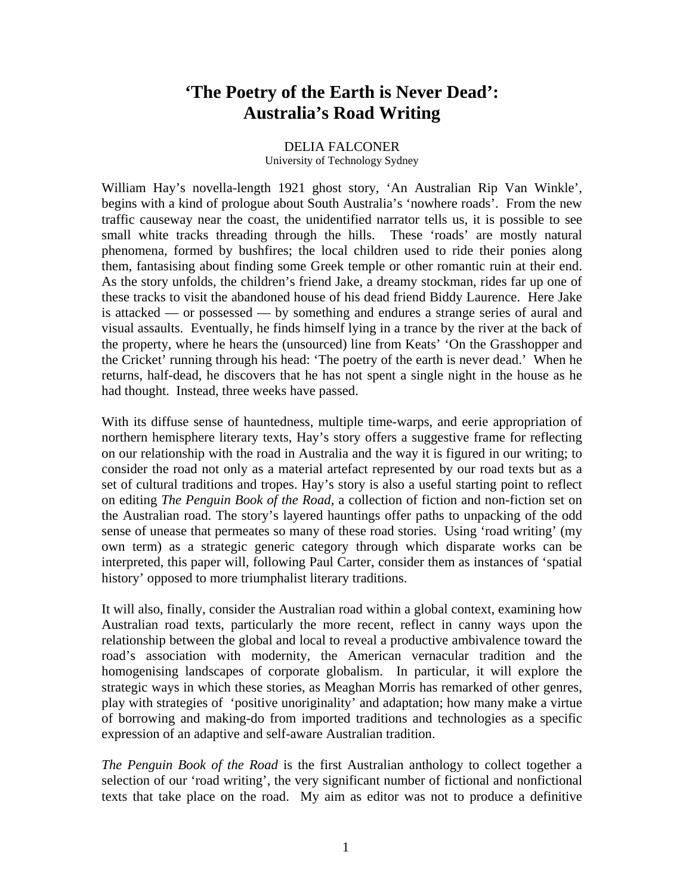# ‘The Poetry of the Earth is Never Dead’: Australia’s Road Writing

DELIA FALCONER
University of Technology Sydney

William Hay’s novella-length 1921 ghost story, ‘An Australian Rip Van Winkle’, begins with a kind of prologue about South Australia’s ‘nowhere roads’. From the new traffic causeway near the coast, the unidentified narrator tells us, it is possible to see small white tracks threading through the hills. These ‘roads’ are mostly natural phenomena, formed by bushfires; the local children used to ride their ponies along them, fantasising about finding some Greek temple or other romantic ruin at their end. As the story unfolds, the children’s friend Jake, a dreamy stockman, rides far up one of these tracks to visit the abandoned house of his dead friend Biddy Laurence. Here Jake is attacked — or possessed — by something and endures a strange series of aural and visual assaults. Eventually, he finds himself lying in a trance by the river at the back of the property, where he hears the (unsourced) line from Keats’ ‘On the Grasshopper and the Cricket’ running through his head: ‘The poetry of the earth is never dead.’ When he returns, half-dead, he discovers that he has not spent a single night in the house as he had thought. Instead, three weeks have passed.

With its diffuse sense of hauntedness, multiple time-warps, and eerie appropriation of northern hemisphere literary texts, Hay’s story offers a suggestive frame for reflecting on our relationship with the road in Australia and the way it is figured in our writing; to consider the road not only as a material artefact represented by our road texts but as a set of cultural traditions and tropes. Hay’s story is also a useful starting point to reflect on editing *The Penguin Book of the Road*, a collection of fiction and non-fiction set on the Australian road. The story’s layered hauntings offer paths to unpacking of the odd sense of unease that permeates so many of these road stories. Using ‘road writing’ (my own term) as a strategic generic category through which disparate works can be interpreted, this paper will, following Paul Carter, consider them as instances of ‘spatial history’ opposed to more triumphalist literary traditions.

It will also, finally, consider the Australian road within a global context, examining how Australian road texts, particularly the more recent, reflect in canny ways upon the relationship between the global and local to reveal a productive ambivalence toward the road’s association with modernity, the American vernacular tradition and the homogenising landscapes of corporate globalism. In particular, it will explore the strategic ways in which these stories, as Meaghan Morris has remarked of other genres, play with strategies of ‘positive unoriginality’ and adaptation; how many make a virtue of borrowing and making-do from imported traditions and technologies as a specific expression of an adaptive and self-aware Australian tradition.

*The Penguin Book of the Road* is the first Australian anthology to collect together a selection of our ‘road writing’, the very significant number of fictional and nonfictional texts that take place on the road. My aim as editor was not to produce a definitive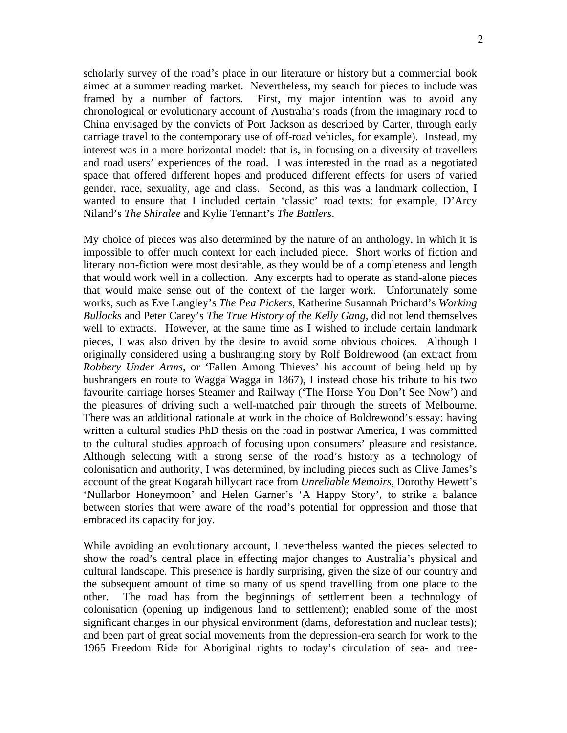scholarly survey of the road's place in our literature or history but a commercial book aimed at a summer reading market. Nevertheless, my search for pieces to include was framed by a number of factors. First, my major intention was to avoid any chronological or evolutionary account of Australia's roads (from the imaginary road to China envisaged by the convicts of Port Jackson as described by Carter, through early carriage travel to the contemporary use of off-road vehicles, for example). Instead, my interest was in a more horizontal model: that is, in focusing on a diversity of travellers and road users' experiences of the road. I was interested in the road as a negotiated space that offered different hopes and produced different effects for users of varied gender, race, sexuality, age and class. Second, as this was a landmark collection, I wanted to ensure that I included certain 'classic' road texts: for example, D'Arcy Niland's *The Shiralee* and Kylie Tennant's *The Battlers*.

My choice of pieces was also determined by the nature of an anthology, in which it is impossible to offer much context for each included piece. Short works of fiction and literary non-fiction were most desirable, as they would be of a completeness and length that would work well in a collection. Any excerpts had to operate as stand-alone pieces that would make sense out of the context of the larger work. Unfortunately some works, such as Eve Langley's *The Pea Pickers*, Katherine Susannah Prichard's *Working Bullocks* and Peter Carey's *The True History of the Kelly Gang*, did not lend themselves well to extracts. However, at the same time as I wished to include certain landmark pieces, I was also driven by the desire to avoid some obvious choices. Although I originally considered using a bushranging story by Rolf Boldrewood (an extract from *Robbery Under Arms*, or 'Fallen Among Thieves' his account of being held up by bushrangers en route to Wagga Wagga in 1867), I instead chose his tribute to his two favourite carriage horses Steamer and Railway ('The Horse You Don't See Now') and the pleasures of driving such a well-matched pair through the streets of Melbourne. There was an additional rationale at work in the choice of Boldrewood's essay: having written a cultural studies PhD thesis on the road in postwar America, I was committed to the cultural studies approach of focusing upon consumers' pleasure and resistance. Although selecting with a strong sense of the road's history as a technology of colonisation and authority, I was determined, by including pieces such as Clive James's account of the great Kogarah billycart race from *Unreliable Memoirs*, Dorothy Hewett's 'Nullarbor Honeymoon' and Helen Garner's 'A Happy Story', to strike a balance between stories that were aware of the road's potential for oppression and those that embraced its capacity for joy.

While avoiding an evolutionary account, I nevertheless wanted the pieces selected to show the road's central place in effecting major changes to Australia's physical and cultural landscape. This presence is hardly surprising, given the size of our country and the subsequent amount of time so many of us spend travelling from one place to the other. The road has from the beginnings of settlement been a technology of colonisation (opening up indigenous land to settlement); enabled some of the most significant changes in our physical environment (dams, deforestation and nuclear tests); and been part of great social movements from the depression-era search for work to the 1965 Freedom Ride for Aboriginal rights to today's circulation of sea- and tree-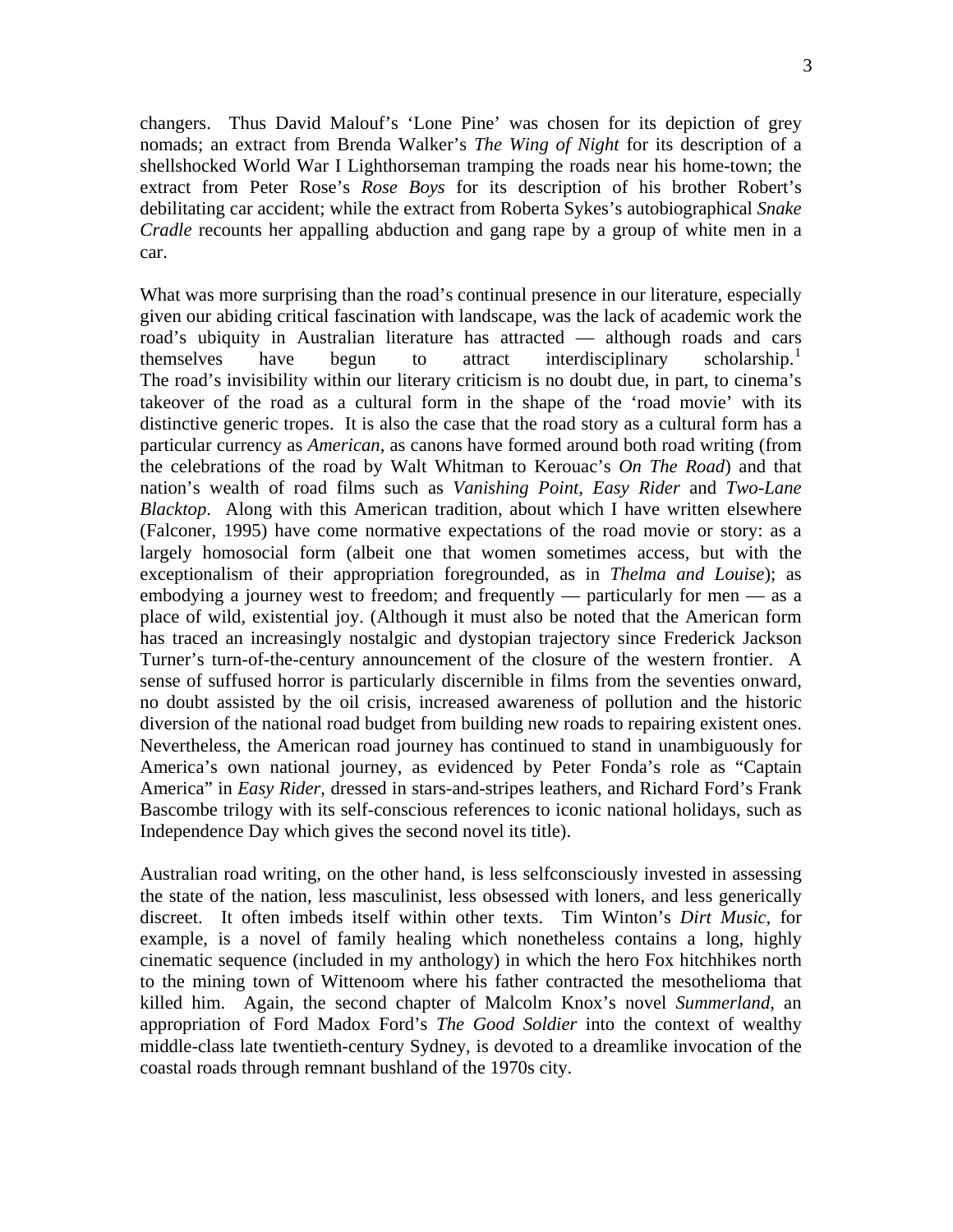changers. Thus David Malouf's 'Lone Pine' was chosen for its depiction of grey nomads; an extract from Brenda Walker's *The Wing of Night* for its description of a shellshocked World War I Lighthorseman tramping the roads near his home-town; the extract from Peter Rose's *Rose Boys* for its description of his brother Robert's debilitating car accident; while the extract from Roberta Sykes's autobiographical *Snake Cradle* recounts her appalling abduction and gang rape by a group of white men in a car.

What was more surprising than the road's continual presence in our literature, especially given our abiding critical fascination with landscape, was the lack of academic work the road's ubiquity in Australian literature has attracted — although roads and cars themselves have begun to attract interdisciplinary scholarship.[1] The road's invisibility within our literary criticism is no doubt due, in part, to cinema's takeover of the road as a cultural form in the shape of the 'road movie' with its distinctive generic tropes. It is also the case that the road story as a cultural form has a particular currency as *American*, as canons have formed around both road writing (from the celebrations of the road by Walt Whitman to Kerouac's *On The Road*) and that nation's wealth of road films such as *Vanishing Point*, *Easy Rider* and *Two-Lane Blacktop*. Along with this American tradition, about which I have written elsewhere (Falconer, 1995) have come normative expectations of the road movie or story: as a largely homosocial form (albeit one that women sometimes access, but with the exceptionalism of their appropriation foregrounded, as in *Thelma and Louise*); as embodying a journey west to freedom; and frequently — particularly for men — as a place of wild, existential joy. (Although it must also be noted that the American form has traced an increasingly nostalgic and dystopian trajectory since Frederick Jackson Turner's turn-of-the-century announcement of the closure of the western frontier. A sense of suffused horror is particularly discernible in films from the seventies onward, no doubt assisted by the oil crisis, increased awareness of pollution and the historic diversion of the national road budget from building new roads to repairing existent ones. Nevertheless, the American road journey has continued to stand in unambiguously for America's own national journey, as evidenced by Peter Fonda's role as "Captain America" in *Easy Rider*, dressed in stars-and-stripes leathers, and Richard Ford's Frank Bascombe trilogy with its self-conscious references to iconic national holidays, such as Independence Day which gives the second novel its title).

Australian road writing, on the other hand, is less selfconsciously invested in assessing the state of the nation, less masculinist, less obsessed with loners, and less generically discreet. It often imbeds itself within other texts. Tim Winton's *Dirt Music*, for example, is a novel of family healing which nonetheless contains a long, highly cinematic sequence (included in my anthology) in which the hero Fox hitchhikes north to the mining town of Wittenoom where his father contracted the mesothelioma that killed him. Again, the second chapter of Malcolm Knox's novel *Summerland*, an appropriation of Ford Madox Ford's *The Good Soldier* into the context of wealthy middle-class late twentieth-century Sydney, is devoted to a dreamlike invocation of the coastal roads through remnant bushland of the 1970s city.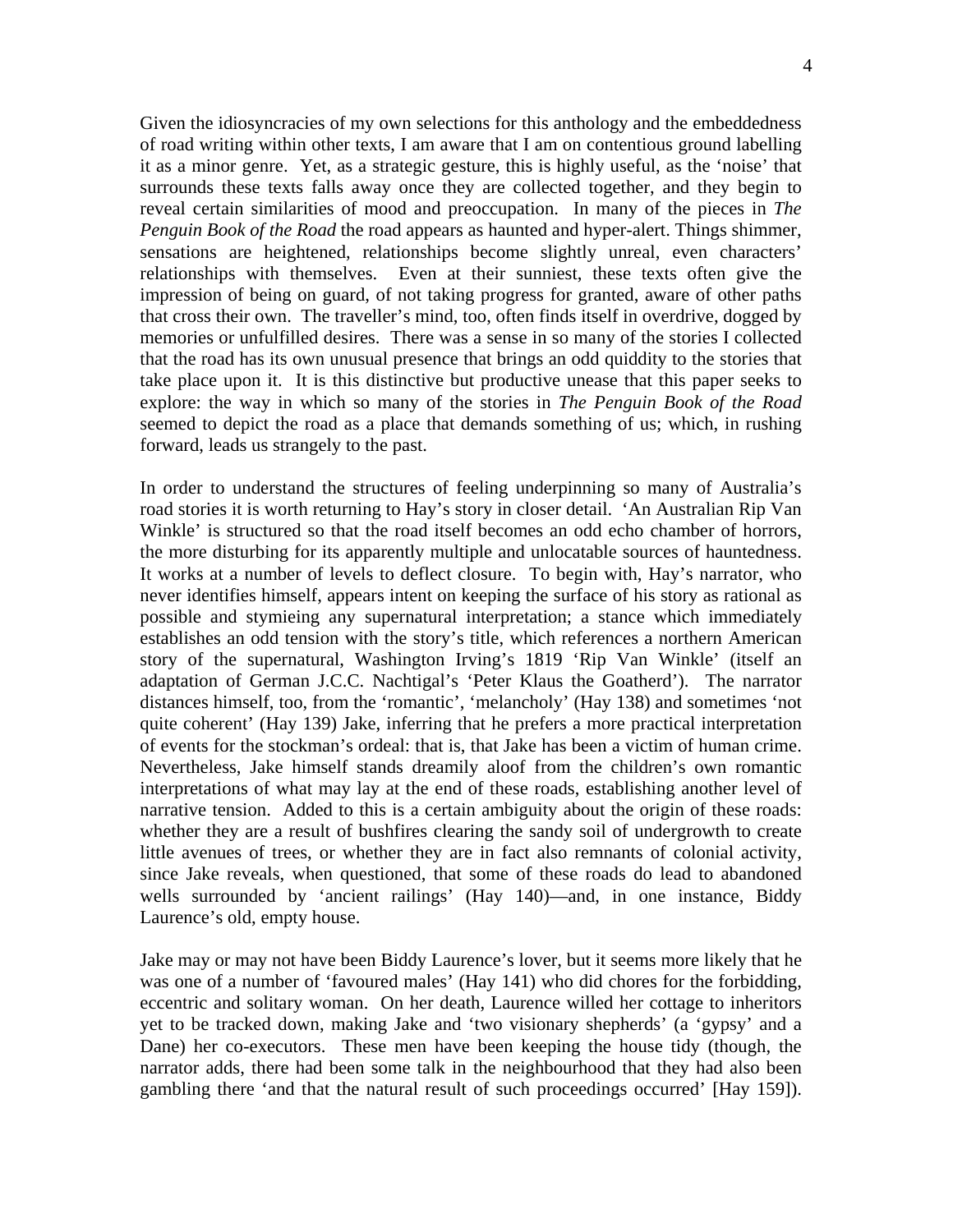Given the idiosyncracies of my own selections for this anthology and the embeddedness of road writing within other texts, I am aware that I am on contentious ground labelling it as a minor genre. Yet, as a strategic gesture, this is highly useful, as the 'noise' that surrounds these texts falls away once they are collected together, and they begin to reveal certain similarities of mood and preoccupation. In many of the pieces in *The Penguin Book of the Road* the road appears as haunted and hyper-alert. Things shimmer, sensations are heightened, relationships become slightly unreal, even characters' relationships with themselves. Even at their sunniest, these texts often give the impression of being on guard, of not taking progress for granted, aware of other paths that cross their own. The traveller's mind, too, often finds itself in overdrive, dogged by memories or unfulfilled desires. There was a sense in so many of the stories I collected that the road has its own unusual presence that brings an odd quiddity to the stories that take place upon it. It is this distinctive but productive unease that this paper seeks to explore: the way in which so many of the stories in *The Penguin Book of the Road* seemed to depict the road as a place that demands something of us; which, in rushing forward, leads us strangely to the past.

In order to understand the structures of feeling underpinning so many of Australia's road stories it is worth returning to Hay's story in closer detail. 'An Australian Rip Van Winkle' is structured so that the road itself becomes an odd echo chamber of horrors, the more disturbing for its apparently multiple and unlocatable sources of hauntedness. It works at a number of levels to deflect closure. To begin with, Hay's narrator, who never identifies himself, appears intent on keeping the surface of his story as rational as possible and stymieing any supernatural interpretation; a stance which immediately establishes an odd tension with the story's title, which references a northern American story of the supernatural, Washington Irving's 1819 'Rip Van Winkle' (itself an adaptation of German J.C.C. Nachtigal's 'Peter Klaus the Goatherd'). The narrator distances himself, too, from the 'romantic', 'melancholy' (Hay 138) and sometimes 'not quite coherent' (Hay 139) Jake, inferring that he prefers a more practical interpretation of events for the stockman's ordeal: that is, that Jake has been a victim of human crime. Nevertheless, Jake himself stands dreamily aloof from the children's own romantic interpretations of what may lay at the end of these roads, establishing another level of narrative tension. Added to this is a certain ambiguity about the origin of these roads: whether they are a result of bushfires clearing the sandy soil of undergrowth to create little avenues of trees, or whether they are in fact also remnants of colonial activity, since Jake reveals, when questioned, that some of these roads do lead to abandoned wells surrounded by 'ancient railings' (Hay 140)—and, in one instance, Biddy Laurence's old, empty house.

Jake may or may not have been Biddy Laurence's lover, but it seems more likely that he was one of a number of 'favoured males' (Hay 141) who did chores for the forbidding, eccentric and solitary woman. On her death, Laurence willed her cottage to inheritors yet to be tracked down, making Jake and 'two visionary shepherds' (a 'gypsy' and a Dane) her co-executors. These men have been keeping the house tidy (though, the narrator adds, there had been some talk in the neighbourhood that they had also been gambling there 'and that the natural result of such proceedings occurred' [Hay 159]).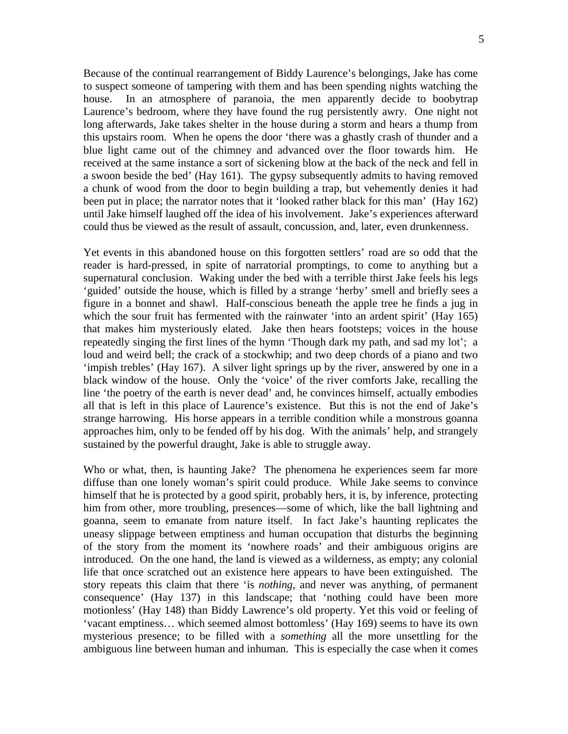Because of the continual rearrangement of Biddy Laurence's belongings, Jake has come to suspect someone of tampering with them and has been spending nights watching the house. In an atmosphere of paranoia, the men apparently decide to boobytrap Laurence's bedroom, where they have found the rug persistently awry. One night not long afterwards, Jake takes shelter in the house during a storm and hears a thump from this upstairs room. When he opens the door 'there was a ghastly crash of thunder and a blue light came out of the chimney and advanced over the floor towards him. He received at the same instance a sort of sickening blow at the back of the neck and fell in a swoon beside the bed' (Hay 161). The gypsy subsequently admits to having removed a chunk of wood from the door to begin building a trap, but vehemently denies it had been put in place; the narrator notes that it 'looked rather black for this man' (Hay 162) until Jake himself laughed off the idea of his involvement. Jake's experiences afterward could thus be viewed as the result of assault, concussion, and, later, even drunkenness.

Yet events in this abandoned house on this forgotten settlers' road are so odd that the reader is hard-pressed, in spite of narratorial promptings, to come to anything but a supernatural conclusion. Waking under the bed with a terrible thirst Jake feels his legs 'guided' outside the house, which is filled by a strange 'herby' smell and briefly sees a figure in a bonnet and shawl. Half-conscious beneath the apple tree he finds a jug in which the sour fruit has fermented with the rainwater 'into an ardent spirit' (Hay 165) that makes him mysteriously elated. Jake then hears footsteps; voices in the house repeatedly singing the first lines of the hymn 'Though dark my path, and sad my lot'; a loud and weird bell; the crack of a stockwhip; and two deep chords of a piano and two 'impish trebles' (Hay 167). A silver light springs up by the river, answered by one in a black window of the house. Only the 'voice' of the river comforts Jake, recalling the line 'the poetry of the earth is never dead' and, he convinces himself, actually embodies all that is left in this place of Laurence's existence. But this is not the end of Jake's strange harrowing. His horse appears in a terrible condition while a monstrous goanna approaches him, only to be fended off by his dog. With the animals' help, and strangely sustained by the powerful draught, Jake is able to struggle away.

Who or what, then, is haunting Jake? The phenomena he experiences seem far more diffuse than one lonely woman's spirit could produce. While Jake seems to convince himself that he is protected by a good spirit, probably hers, it is, by inference, protecting him from other, more troubling, presences—some of which, like the ball lightning and goanna, seem to emanate from nature itself. In fact Jake's haunting replicates the uneasy slippage between emptiness and human occupation that disturbs the beginning of the story from the moment its 'nowhere roads' and their ambiguous origins are introduced. On the one hand, the land is viewed as a wilderness, as empty; any colonial life that once scratched out an existence here appears to have been extinguished. The story repeats this claim that there 'is *nothing*, and never was anything, of permanent consequence' (Hay 137) in this landscape; that 'nothing could have been more motionless' (Hay 148) than Biddy Lawrence's old property. Yet this void or feeling of 'vacant emptiness… which seemed almost bottomless' (Hay 169) seems to have its own mysterious presence; to be filled with a *something* all the more unsettling for the ambiguous line between human and inhuman. This is especially the case when it comes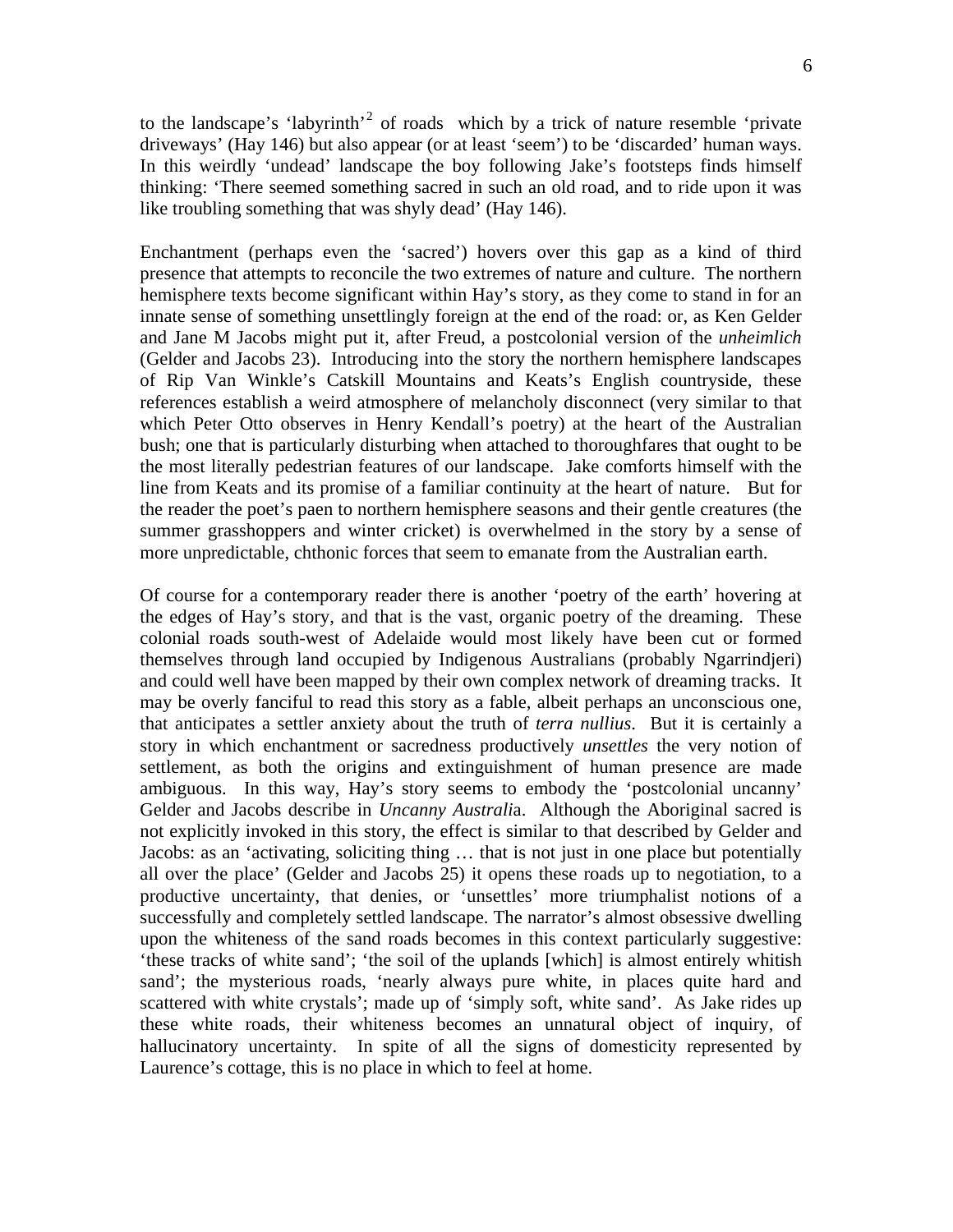to the landscape's 'labyrinth'[2] of roads which by a trick of nature resemble 'private driveways' (Hay 146) but also appear (or at least 'seem') to be 'discarded' human ways. In this weirdly 'undead' landscape the boy following Jake's footsteps finds himself thinking: 'There seemed something sacred in such an old road, and to ride upon it was like troubling something that was shyly dead' (Hay 146).

Enchantment (perhaps even the 'sacred') hovers over this gap as a kind of third presence that attempts to reconcile the two extremes of nature and culture. The northern hemisphere texts become significant within Hay's story, as they come to stand in for an innate sense of something unsettlingly foreign at the end of the road: or, as Ken Gelder and Jane M Jacobs might put it, after Freud, a postcolonial version of the *unheimlich* (Gelder and Jacobs 23). Introducing into the story the northern hemisphere landscapes of Rip Van Winkle's Catskill Mountains and Keats's English countryside, these references establish a weird atmosphere of melancholy disconnect (very similar to that which Peter Otto observes in Henry Kendall's poetry) at the heart of the Australian bush; one that is particularly disturbing when attached to thoroughfares that ought to be the most literally pedestrian features of our landscape. Jake comforts himself with the line from Keats and its promise of a familiar continuity at the heart of nature. But for the reader the poet's paen to northern hemisphere seasons and their gentle creatures (the summer grasshoppers and winter cricket) is overwhelmed in the story by a sense of more unpredictable, chthonic forces that seem to emanate from the Australian earth.

Of course for a contemporary reader there is another 'poetry of the earth' hovering at the edges of Hay's story, and that is the vast, organic poetry of the dreaming. These colonial roads south-west of Adelaide would most likely have been cut or formed themselves through land occupied by Indigenous Australians (probably Ngarrindjeri) and could well have been mapped by their own complex network of dreaming tracks. It may be overly fanciful to read this story as a fable, albeit perhaps an unconscious one, that anticipates a settler anxiety about the truth of *terra nullius*. But it is certainly a story in which enchantment or sacredness productively *unsettles* the very notion of settlement, as both the origins and extinguishment of human presence are made ambiguous. In this way, Hay's story seems to embody the 'postcolonial uncanny' Gelder and Jacobs describe in *Uncanny Australia*. Although the Aboriginal sacred is not explicitly invoked in this story, the effect is similar to that described by Gelder and Jacobs: as an 'activating, soliciting thing … that is not just in one place but potentially all over the place' (Gelder and Jacobs 25) it opens these roads up to negotiation, to a productive uncertainty, that denies, or 'unsettles' more triumphalist notions of a successfully and completely settled landscape. The narrator's almost obsessive dwelling upon the whiteness of the sand roads becomes in this context particularly suggestive: 'these tracks of white sand'; 'the soil of the uplands [which] is almost entirely whitish sand'; the mysterious roads, 'nearly always pure white, in places quite hard and scattered with white crystals'; made up of 'simply soft, white sand'. As Jake rides up these white roads, their whiteness becomes an unnatural object of inquiry, of hallucinatory uncertainty. In spite of all the signs of domesticity represented by Laurence's cottage, this is no place in which to feel at home.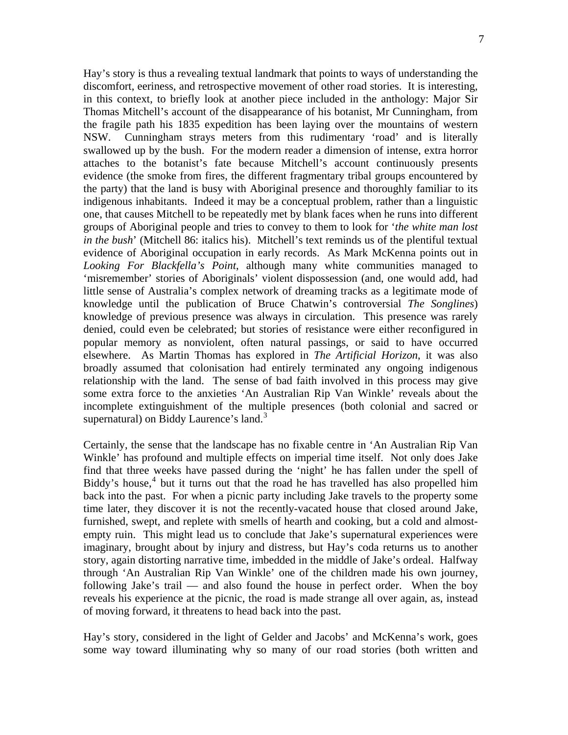Hay's story is thus a revealing textual landmark that points to ways of understanding the discomfort, eeriness, and retrospective movement of other road stories. It is interesting, in this context, to briefly look at another piece included in the anthology: Major Sir Thomas Mitchell's account of the disappearance of his botanist, Mr Cunningham, from the fragile path his 1835 expedition has been laying over the mountains of western NSW. Cunningham strays meters from this rudimentary 'road' and is literally swallowed up by the bush. For the modern reader a dimension of intense, extra horror attaches to the botanist's fate because Mitchell's account continuously presents evidence (the smoke from fires, the different fragmentary tribal groups encountered by the party) that the land is busy with Aboriginal presence and thoroughly familiar to its indigenous inhabitants. Indeed it may be a conceptual problem, rather than a linguistic one, that causes Mitchell to be repeatedly met by blank faces when he runs into different groups of Aboriginal people and tries to convey to them to look for '*the white man lost in the bush*' (Mitchell 86: italics his). Mitchell's text reminds us of the plentiful textual evidence of Aboriginal occupation in early records. As Mark McKenna points out in *Looking For Blackfella's Point*, although many white communities managed to 'misremember' stories of Aboriginals' violent dispossession (and, one would add, had little sense of Australia's complex network of dreaming tracks as a legitimate mode of knowledge until the publication of Bruce Chatwin's controversial *The Songlines*) knowledge of previous presence was always in circulation. This presence was rarely denied, could even be celebrated; but stories of resistance were either reconfigured in popular memory as nonviolent, often natural passings, or said to have occurred elsewhere. As Martin Thomas has explored in *The Artificial Horizon*, it was also broadly assumed that colonisation had entirely terminated any ongoing indigenous relationship with the land. The sense of bad faith involved in this process may give some extra force to the anxieties 'An Australian Rip Van Winkle' reveals about the incomplete extinguishment of the multiple presences (both colonial and sacred or supernatural) on Biddy Laurence's land.[3]

Certainly, the sense that the landscape has no fixable centre in 'An Australian Rip Van Winkle' has profound and multiple effects on imperial time itself. Not only does Jake find that three weeks have passed during the 'night' he has fallen under the spell of Biddy's house,[4] but it turns out that the road he has travelled has also propelled him back into the past. For when a picnic party including Jake travels to the property some time later, they discover it is not the recently-vacated house that closed around Jake, furnished, swept, and replete with smells of hearth and cooking, but a cold and almost-empty ruin. This might lead us to conclude that Jake's supernatural experiences were imaginary, brought about by injury and distress, but Hay's coda returns us to another story, again distorting narrative time, imbedded in the middle of Jake's ordeal. Halfway through 'An Australian Rip Van Winkle' one of the children made his own journey, following Jake's trail — and also found the house in perfect order. When the boy reveals his experience at the picnic, the road is made strange all over again, as, instead of moving forward, it threatens to head back into the past.

Hay's story, considered in the light of Gelder and Jacobs' and McKenna's work, goes some way toward illuminating why so many of our road stories (both written and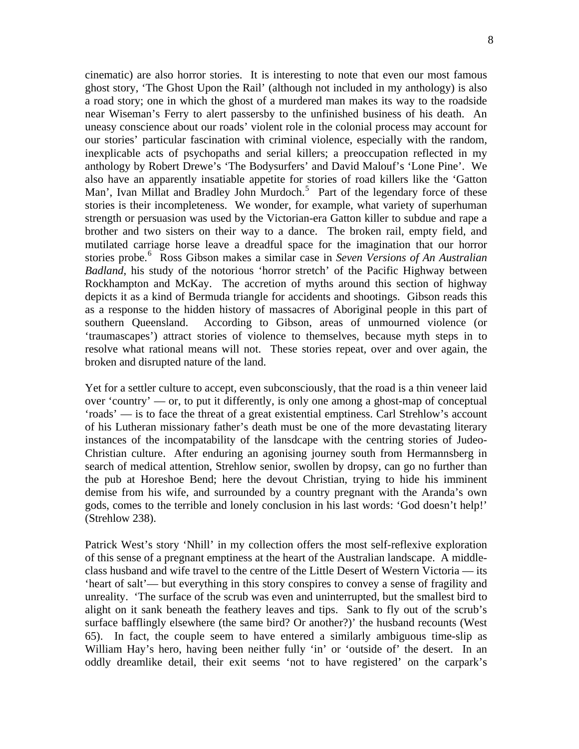cinematic) are also horror stories. It is interesting to note that even our most famous ghost story, 'The Ghost Upon the Rail' (although not included in my anthology) is also a road story; one in which the ghost of a murdered man makes its way to the roadside near Wiseman's Ferry to alert passersby to the unfinished business of his death. An uneasy conscience about our roads' violent role in the colonial process may account for our stories' particular fascination with criminal violence, especially with the random, inexplicable acts of psychopaths and serial killers; a preoccupation reflected in my anthology by Robert Drewe's 'The Bodysurfers' and David Malouf's 'Lone Pine'. We also have an apparently insatiable appetite for stories of road killers like the 'Gatton Man', Ivan Millat and Bradley John Murdoch.[5] Part of the legendary force of these stories is their incompleteness. We wonder, for example, what variety of superhuman strength or persuasion was used by the Victorian-era Gatton killer to subdue and rape a brother and two sisters on their way to a dance. The broken rail, empty field, and mutilated carriage horse leave a dreadful space for the imagination that our horror stories probe.[6] Ross Gibson makes a similar case in *Seven Versions of An Australian Badland*, his study of the notorious 'horror stretch' of the Pacific Highway between Rockhampton and McKay. The accretion of myths around this section of highway depicts it as a kind of Bermuda triangle for accidents and shootings. Gibson reads this as a response to the hidden history of massacres of Aboriginal people in this part of southern Queensland. According to Gibson, areas of unmourned violence (or 'traumascapes') attract stories of violence to themselves, because myth steps in to resolve what rational means will not. These stories repeat, over and over again, the broken and disrupted nature of the land.

Yet for a settler culture to accept, even subconsciously, that the road is a thin veneer laid over 'country' — or, to put it differently, is only one among a ghost-map of conceptual 'roads' — is to face the threat of a great existential emptiness. Carl Strehlow's account of his Lutheran missionary father's death must be one of the more devastating literary instances of the incompatability of the lansdcape with the centring stories of Judeo-Christian culture. After enduring an agonising journey south from Hermannsberg in search of medical attention, Strehlow senior, swollen by dropsy, can go no further than the pub at Horeshoe Bend; here the devout Christian, trying to hide his imminent demise from his wife, and surrounded by a country pregnant with the Aranda's own gods, comes to the terrible and lonely conclusion in his last words: 'God doesn't help!' (Strehlow 238).

Patrick West's story 'Nhill' in my collection offers the most self-reflexive exploration of this sense of a pregnant emptiness at the heart of the Australian landscape. A middle-class husband and wife travel to the centre of the Little Desert of Western Victoria — its 'heart of salt'— but everything in this story conspires to convey a sense of fragility and unreality. 'The surface of the scrub was even and uninterrupted, but the smallest bird to alight on it sank beneath the feathery leaves and tips. Sank to fly out of the scrub's surface bafflingly elsewhere (the same bird? Or another?)' the husband recounts (West 65). In fact, the couple seem to have entered a similarly ambiguous time-slip as William Hay's hero, having been neither fully 'in' or 'outside of' the desert. In an oddly dreamlike detail, their exit seems 'not to have registered' on the carpark's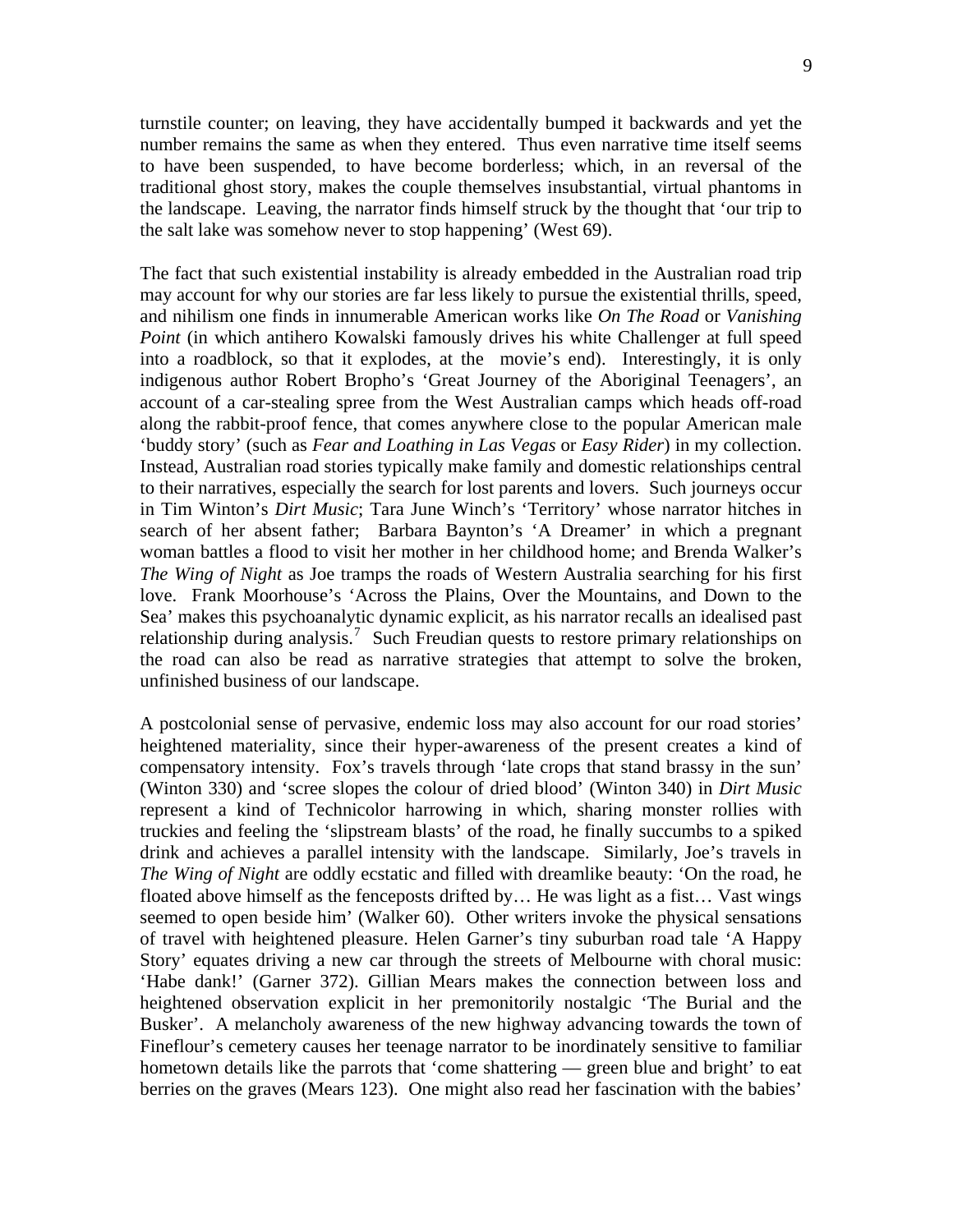turnstile counter; on leaving, they have accidentally bumped it backwards and yet the number remains the same as when they entered. Thus even narrative time itself seems to have been suspended, to have become borderless; which, in an reversal of the traditional ghost story, makes the couple themselves insubstantial, virtual phantoms in the landscape. Leaving, the narrator finds himself struck by the thought that 'our trip to the salt lake was somehow never to stop happening' (West 69).

The fact that such existential instability is already embedded in the Australian road trip may account for why our stories are far less likely to pursue the existential thrills, speed, and nihilism one finds in innumerable American works like *On The Road* or *Vanishing Point* (in which antihero Kowalski famously drives his white Challenger at full speed into a roadblock, so that it explodes, at the movie's end). Interestingly, it is only indigenous author Robert Bropho's 'Great Journey of the Aboriginal Teenagers', an account of a car-stealing spree from the West Australian camps which heads off-road along the rabbit-proof fence, that comes anywhere close to the popular American male 'buddy story' (such as *Fear and Loathing in Las Vegas* or *Easy Rider*) in my collection. Instead, Australian road stories typically make family and domestic relationships central to their narratives, especially the search for lost parents and lovers. Such journeys occur in Tim Winton's *Dirt Music*; Tara June Winch's 'Territory' whose narrator hitches in search of her absent father; Barbara Baynton's 'A Dreamer' in which a pregnant woman battles a flood to visit her mother in her childhood home; and Brenda Walker's *The Wing of Night* as Joe tramps the roads of Western Australia searching for his first love. Frank Moorhouse's 'Across the Plains, Over the Mountains, and Down to the Sea' makes this psychoanalytic dynamic explicit, as his narrator recalls an idealised past relationship during analysis.[7] Such Freudian quests to restore primary relationships on the road can also be read as narrative strategies that attempt to solve the broken, unfinished business of our landscape.

A postcolonial sense of pervasive, endemic loss may also account for our road stories' heightened materiality, since their hyper-awareness of the present creates a kind of compensatory intensity. Fox's travels through 'late crops that stand brassy in the sun' (Winton 330) and 'scree slopes the colour of dried blood' (Winton 340) in *Dirt Music* represent a kind of Technicolor harrowing in which, sharing monster rollies with truckies and feeling the 'slipstream blasts' of the road, he finally succumbs to a spiked drink and achieves a parallel intensity with the landscape. Similarly, Joe's travels in *The Wing of Night* are oddly ecstatic and filled with dreamlike beauty: 'On the road, he floated above himself as the fenceposts drifted by… He was light as a fist… Vast wings seemed to open beside him' (Walker 60). Other writers invoke the physical sensations of travel with heightened pleasure. Helen Garner's tiny suburban road tale 'A Happy Story' equates driving a new car through the streets of Melbourne with choral music: 'Habe dank!' (Garner 372). Gillian Mears makes the connection between loss and heightened observation explicit in her premonitorily nostalgic 'The Burial and the Busker'. A melancholy awareness of the new highway advancing towards the town of Fineflour's cemetery causes her teenage narrator to be inordinately sensitive to familiar hometown details like the parrots that 'come shattering — green blue and bright' to eat berries on the graves (Mears 123). One might also read her fascination with the babies'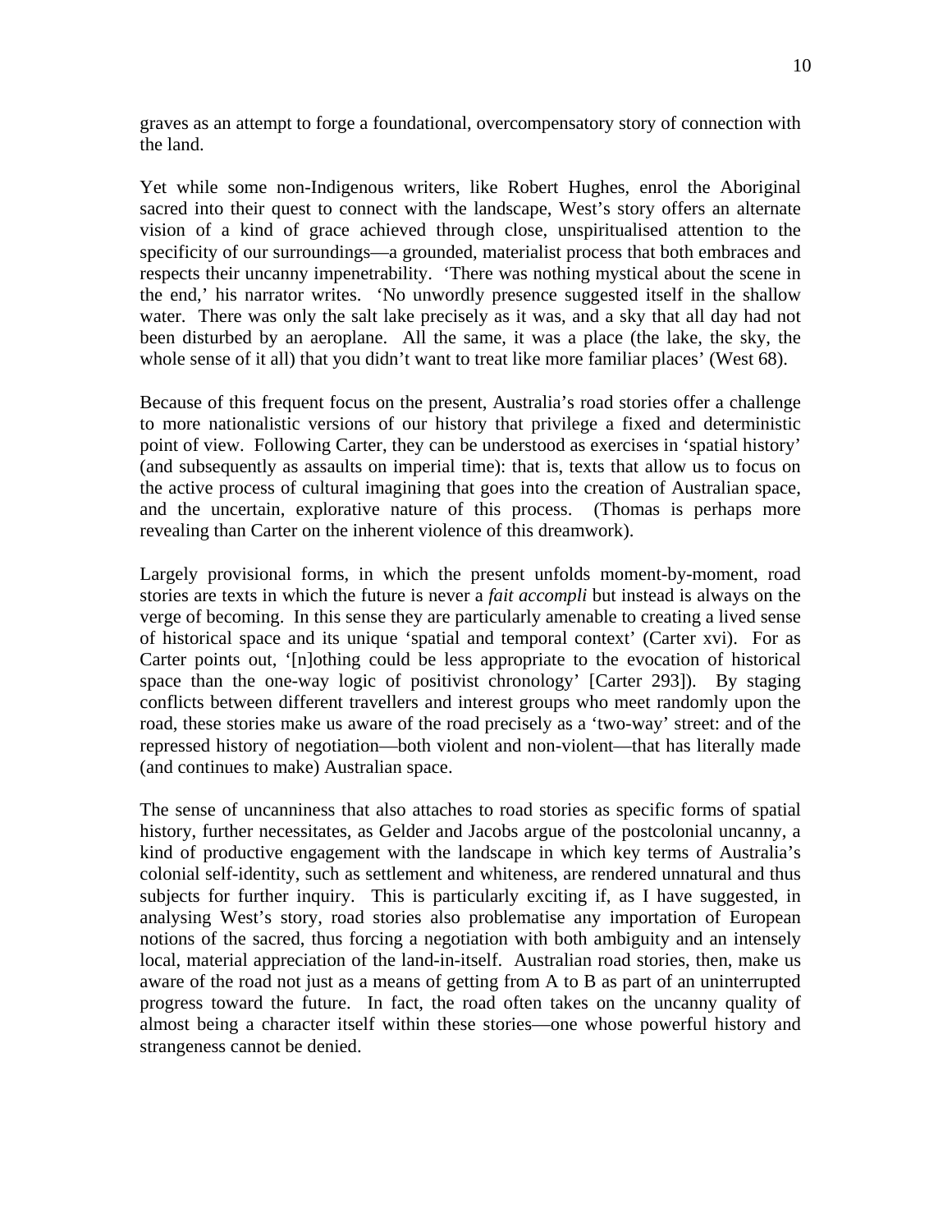graves as an attempt to forge a foundational, overcompensatory story of connection with the land.

Yet while some non-Indigenous writers, like Robert Hughes, enrol the Aboriginal sacred into their quest to connect with the landscape, West's story offers an alternate vision of a kind of grace achieved through close, unspiritualised attention to the specificity of our surroundings—a grounded, materialist process that both embraces and respects their uncanny impenetrability. 'There was nothing mystical about the scene in the end,' his narrator writes. 'No unwordly presence suggested itself in the shallow water. There was only the salt lake precisely as it was, and a sky that all day had not been disturbed by an aeroplane. All the same, it was a place (the lake, the sky, the whole sense of it all) that you didn't want to treat like more familiar places' (West 68).

Because of this frequent focus on the present, Australia's road stories offer a challenge to more nationalistic versions of our history that privilege a fixed and deterministic point of view. Following Carter, they can be understood as exercises in 'spatial history' (and subsequently as assaults on imperial time): that is, texts that allow us to focus on the active process of cultural imagining that goes into the creation of Australian space, and the uncertain, explorative nature of this process. (Thomas is perhaps more revealing than Carter on the inherent violence of this dreamwork).

Largely provisional forms, in which the present unfolds moment-by-moment, road stories are texts in which the future is never a *fait accompli* but instead is always on the verge of becoming. In this sense they are particularly amenable to creating a lived sense of historical space and its unique 'spatial and temporal context' (Carter xvi). For as Carter points out, '[n]othing could be less appropriate to the evocation of historical space than the one-way logic of positivist chronology' [Carter 293]). By staging conflicts between different travellers and interest groups who meet randomly upon the road, these stories make us aware of the road precisely as a 'two-way' street: and of the repressed history of negotiation—both violent and non-violent—that has literally made (and continues to make) Australian space.

The sense of uncanniness that also attaches to road stories as specific forms of spatial history, further necessitates, as Gelder and Jacobs argue of the postcolonial uncanny, a kind of productive engagement with the landscape in which key terms of Australia's colonial self-identity, such as settlement and whiteness, are rendered unnatural and thus subjects for further inquiry. This is particularly exciting if, as I have suggested, in analysing West's story, road stories also problematise any importation of European notions of the sacred, thus forcing a negotiation with both ambiguity and an intensely local, material appreciation of the land-in-itself. Australian road stories, then, make us aware of the road not just as a means of getting from A to B as part of an uninterrupted progress toward the future. In fact, the road often takes on the uncanny quality of almost being a character itself within these stories—one whose powerful history and strangeness cannot be denied.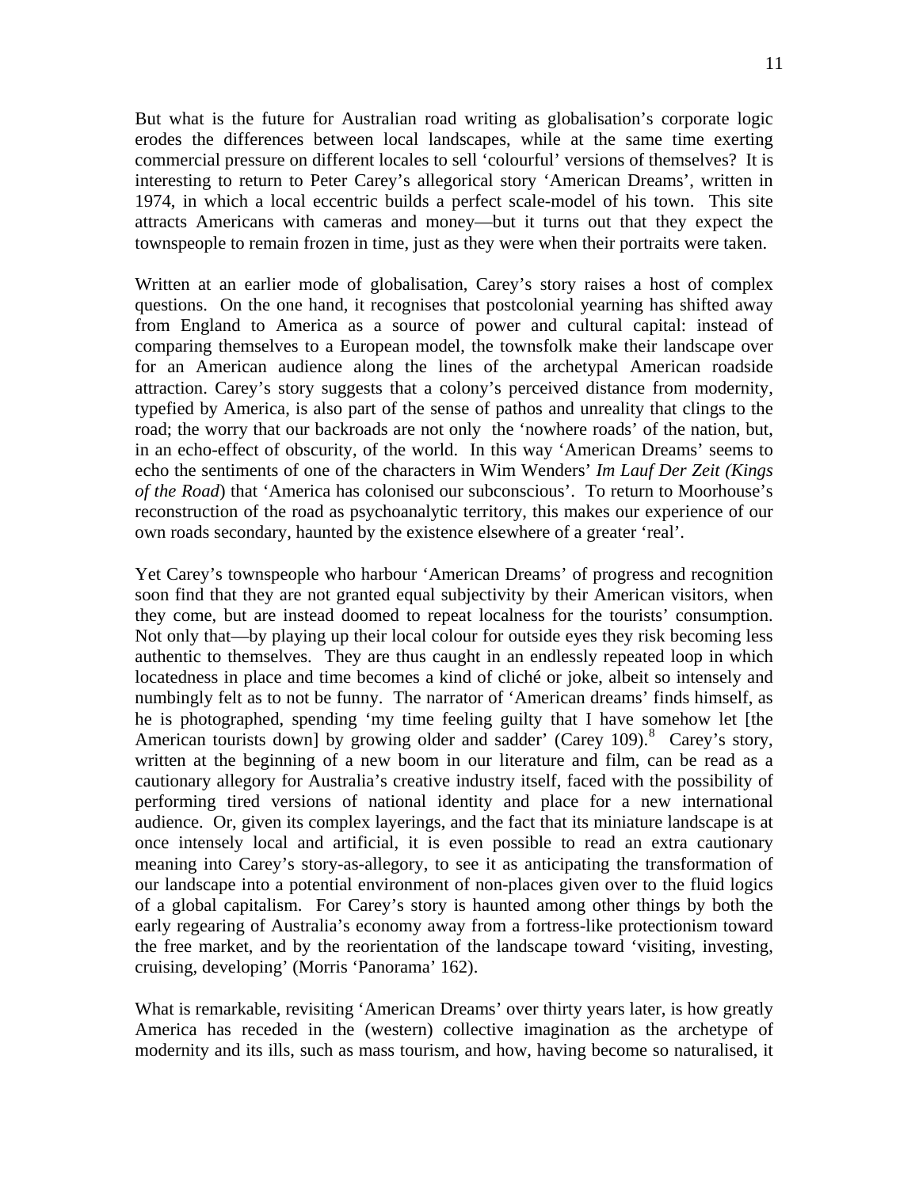But what is the future for Australian road writing as globalisation's corporate logic erodes the differences between local landscapes, while at the same time exerting commercial pressure on different locales to sell 'colourful' versions of themselves? It is interesting to return to Peter Carey's allegorical story 'American Dreams', written in 1974, in which a local eccentric builds a perfect scale-model of his town. This site attracts Americans with cameras and money—but it turns out that they expect the townspeople to remain frozen in time, just as they were when their portraits were taken.

Written at an earlier mode of globalisation, Carey's story raises a host of complex questions. On the one hand, it recognises that postcolonial yearning has shifted away from England to America as a source of power and cultural capital: instead of comparing themselves to a European model, the townsfolk make their landscape over for an American audience along the lines of the archetypal American roadside attraction. Carey's story suggests that a colony's perceived distance from modernity, typefied by America, is also part of the sense of pathos and unreality that clings to the road; the worry that our backroads are not only the 'nowhere roads' of the nation, but, in an echo-effect of obscurity, of the world. In this way 'American Dreams' seems to echo the sentiments of one of the characters in Wim Wenders' *Im Lauf Der Zeit (Kings of the Road*) that 'America has colonised our subconscious'. To return to Moorhouse's reconstruction of the road as psychoanalytic territory, this makes our experience of our own roads secondary, haunted by the existence elsewhere of a greater 'real'.

Yet Carey's townspeople who harbour 'American Dreams' of progress and recognition soon find that they are not granted equal subjectivity by their American visitors, when they come, but are instead doomed to repeat localness for the tourists' consumption. Not only that—by playing up their local colour for outside eyes they risk becoming less authentic to themselves. They are thus caught in an endlessly repeated loop in which locatedness in place and time becomes a kind of cliché or joke, albeit so intensely and numbingly felt as to not be funny. The narrator of 'American dreams' finds himself, as he is photographed, spending 'my time feeling guilty that I have somehow let [the American tourists down] by growing older and sadder' (Carey 109).[8] Carey's story, written at the beginning of a new boom in our literature and film, can be read as a cautionary allegory for Australia's creative industry itself, faced with the possibility of performing tired versions of national identity and place for a new international audience. Or, given its complex layerings, and the fact that its miniature landscape is at once intensely local and artificial, it is even possible to read an extra cautionary meaning into Carey's story-as-allegory, to see it as anticipating the transformation of our landscape into a potential environment of non-places given over to the fluid logics of a global capitalism. For Carey's story is haunted among other things by both the early regearing of Australia's economy away from a fortress-like protectionism toward the free market, and by the reorientation of the landscape toward 'visiting, investing, cruising, developing' (Morris 'Panorama' 162).

What is remarkable, revisiting 'American Dreams' over thirty years later, is how greatly America has receded in the (western) collective imagination as the archetype of modernity and its ills, such as mass tourism, and how, having become so naturalised, it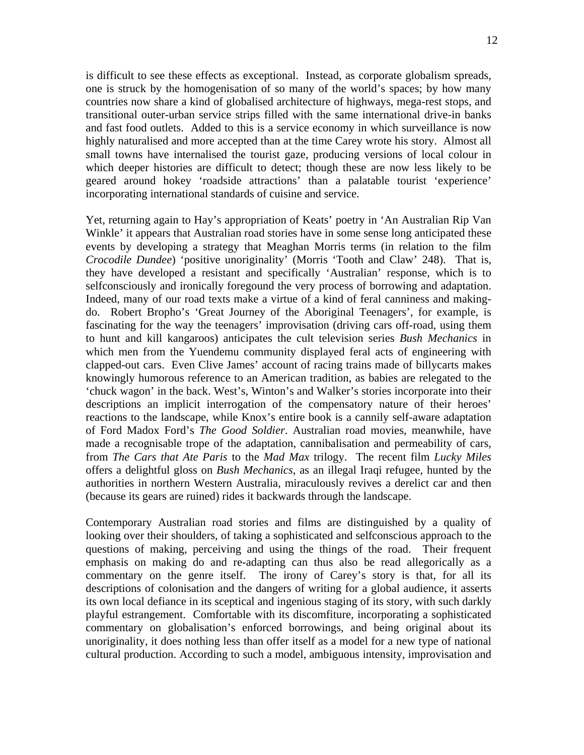is difficult to see these effects as exceptional. Instead, as corporate globalism spreads, one is struck by the homogenisation of so many of the world's spaces; by how many countries now share a kind of globalised architecture of highways, mega-rest stops, and transitional outer-urban service strips filled with the same international drive-in banks and fast food outlets. Added to this is a service economy in which surveillance is now highly naturalised and more accepted than at the time Carey wrote his story. Almost all small towns have internalised the tourist gaze, producing versions of local colour in which deeper histories are difficult to detect; though these are now less likely to be geared around hokey 'roadside attractions' than a palatable tourist 'experience' incorporating international standards of cuisine and service.

Yet, returning again to Hay's appropriation of Keats' poetry in 'An Australian Rip Van Winkle' it appears that Australian road stories have in some sense long anticipated these events by developing a strategy that Meaghan Morris terms (in relation to the film *Crocodile Dundee*) 'positive unoriginality' (Morris 'Tooth and Claw' 248). That is, they have developed a resistant and specifically 'Australian' response, which is to selfconsciously and ironically foregound the very process of borrowing and adaptation. Indeed, many of our road texts make a virtue of a kind of feral canniness and making-do. Robert Bropho's 'Great Journey of the Aboriginal Teenagers', for example, is fascinating for the way the teenagers' improvisation (driving cars off-road, using them to hunt and kill kangaroos) anticipates the cult television series *Bush Mechanics* in which men from the Yuendemu community displayed feral acts of engineering with clapped-out cars. Even Clive James' account of racing trains made of billycarts makes knowingly humorous reference to an American tradition, as babies are relegated to the 'chuck wagon' in the back. West's, Winton's and Walker's stories incorporate into their descriptions an implicit interrogation of the compensatory nature of their heroes' reactions to the landscape, while Knox's entire book is a cannily self-aware adaptation of Ford Madox Ford's *The Good Soldier*. Australian road movies, meanwhile, have made a recognisable trope of the adaptation, cannibalisation and permeability of cars, from *The Cars that Ate Paris* to the *Mad Max* trilogy. The recent film *Lucky Miles* offers a delightful gloss on *Bush Mechanics*, as an illegal Iraqi refugee, hunted by the authorities in northern Western Australia, miraculously revives a derelict car and then (because its gears are ruined) rides it backwards through the landscape.

Contemporary Australian road stories and films are distinguished by a quality of looking over their shoulders, of taking a sophisticated and selfconscious approach to the questions of making, perceiving and using the things of the road. Their frequent emphasis on making do and re-adapting can thus also be read allegorically as a commentary on the genre itself. The irony of Carey's story is that, for all its descriptions of colonisation and the dangers of writing for a global audience, it asserts its own local defiance in its sceptical and ingenious staging of its story, with such darkly playful estrangement. Comfortable with its discomfiture, incorporating a sophisticated commentary on globalisation's enforced borrowings, and being original about its unoriginality, it does nothing less than offer itself as a model for a new type of national cultural production. According to such a model, ambiguous intensity, improvisation and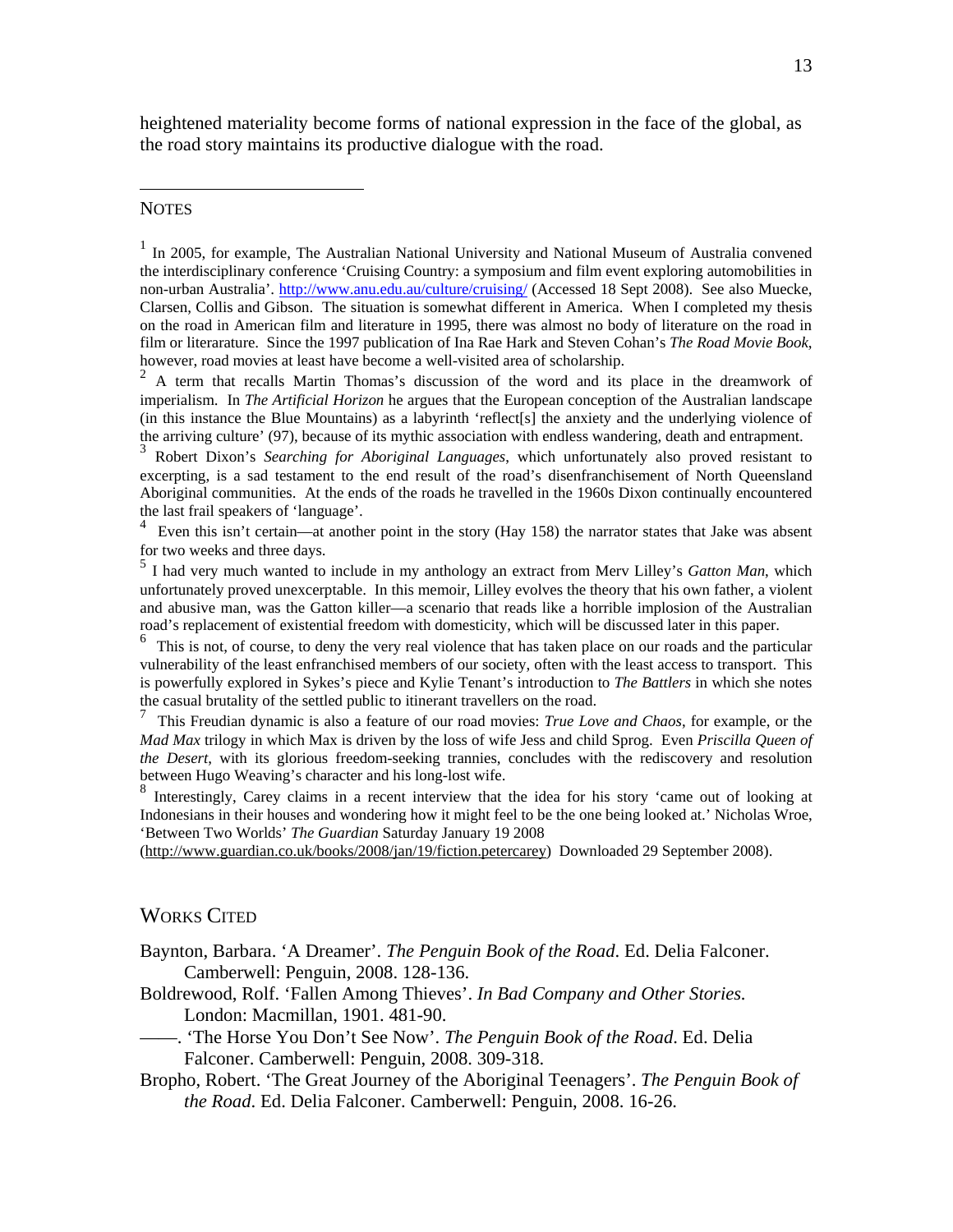heightened materiality become forms of national expression in the face of the global, as the road story maintains its productive dialogue with the road.

## NOTES

[1] In 2005, for example, The Australian National University and National Museum of Australia convened the interdisciplinary conference 'Cruising Country: a symposium and film event exploring automobilities in non-urban Australia'. http://www.anu.edu.au/culture/cruising/ (Accessed 18 Sept 2008). See also Muecke, Clarsen, Collis and Gibson. The situation is somewhat different in America. When I completed my thesis on the road in American film and literature in 1995, there was almost no body of literature on the road in film or literarature. Since the 1997 publication of Ina Rae Hark and Steven Cohan's *The Road Movie Book*, however, road movies at least have become a well-visited area of scholarship.

[2] A term that recalls Martin Thomas's discussion of the word and its place in the dreamwork of imperialism. In *The Artificial Horizon* he argues that the European conception of the Australian landscape (in this instance the Blue Mountains) as a labyrinth 'reflect[s] the anxiety and the underlying violence of the arriving culture' (97), because of its mythic association with endless wandering, death and entrapment.

[3] Robert Dixon's *Searching for Aboriginal Languages*, which unfortunately also proved resistant to excerpting, is a sad testament to the end result of the road's disenfranchisement of North Queensland Aboriginal communities. At the ends of the roads he travelled in the 1960s Dixon continually encountered the last frail speakers of 'language'.

[4] Even this isn't certain—at another point in the story (Hay 158) the narrator states that Jake was absent for two weeks and three days.

[5] I had very much wanted to include in my anthology an extract from Merv Lilley's *Gatton Man*, which unfortunately proved unexcerptable. In this memoir, Lilley evolves the theory that his own father, a violent and abusive man, was the Gatton killer—a scenario that reads like a horrible implosion of the Australian road's replacement of existential freedom with domesticity, which will be discussed later in this paper.

[6] This is not, of course, to deny the very real violence that has taken place on our roads and the particular vulnerability of the least enfranchised members of our society, often with the least access to transport. This is powerfully explored in Sykes's piece and Kylie Tenant's introduction to *The Battlers* in which she notes the casual brutality of the settled public to itinerant travellers on the road.

[7] This Freudian dynamic is also a feature of our road movies: *True Love and Chaos*, for example, or the *Mad Max* trilogy in which Max is driven by the loss of wife Jess and child Sprog. Even *Priscilla Queen of the Desert*, with its glorious freedom-seeking trannies, concludes with the rediscovery and resolution between Hugo Weaving's character and his long-lost wife.

[8] Interestingly, Carey claims in a recent interview that the idea for his story 'came out of looking at Indonesians in their houses and wondering how it might feel to be the one being looked at.' Nicholas Wroe, 'Between Two Worlds' *The Guardian* Saturday January 19 2008 (http://www.guardian.co.uk/books/2008/jan/19/fiction.petercarey) Downloaded 29 September 2008).

## WORKS CITED

Baynton, Barbara. 'A Dreamer'. *The Penguin Book of the Road*. Ed. Delia Falconer. Camberwell: Penguin, 2008. 128-136.

Boldrewood, Rolf. 'Fallen Among Thieves'. *In Bad Company and Other Stories.* London: Macmillan, 1901. 481-90.

——. 'The Horse You Don't See Now'. *The Penguin Book of the Road*. Ed. Delia Falconer. Camberwell: Penguin, 2008. 309-318.

Bropho, Robert. 'The Great Journey of the Aboriginal Teenagers'. *The Penguin Book of the Road*. Ed. Delia Falconer. Camberwell: Penguin, 2008. 16-26.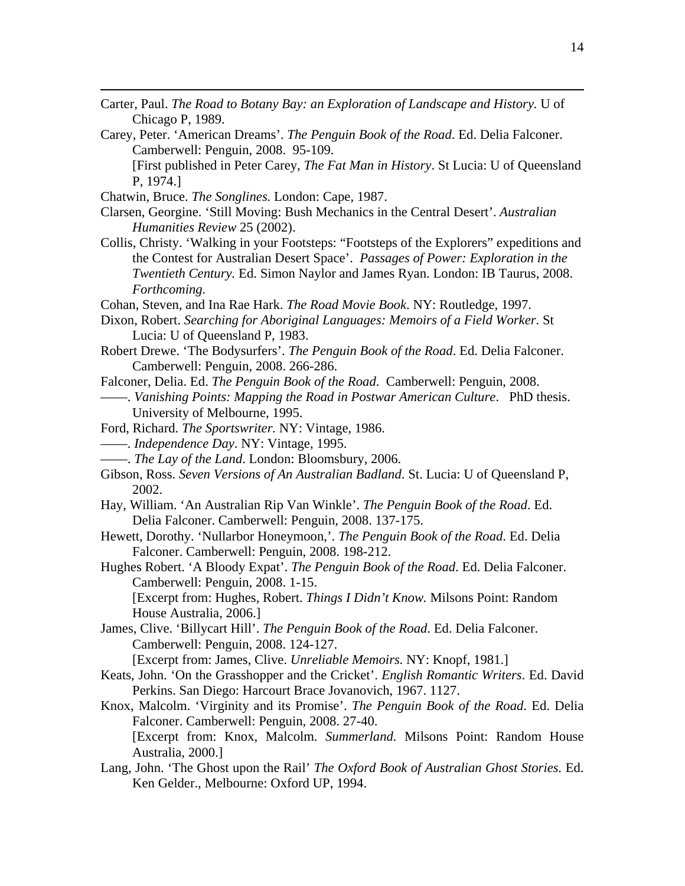Carter, Paul. *The Road to Botany Bay: an Exploration of Landscape and History.* U of Chicago P, 1989.

Carey, Peter. 'American Dreams'. *The Penguin Book of the Road*. Ed. Delia Falconer. Camberwell: Penguin, 2008. 95-109.
[First published in Peter Carey, *The Fat Man in History*. St Lucia: U of Queensland P, 1974.]

Chatwin, Bruce. *The Songlines.* London: Cape, 1987.

Clarsen, Georgine. 'Still Moving: Bush Mechanics in the Central Desert'. *Australian Humanities Review* 25 (2002).

Collis, Christy. 'Walking in your Footsteps: "Footsteps of the Explorers" expeditions and the Contest for Australian Desert Space'. *Passages of Power: Exploration in the Twentieth Century.* Ed. Simon Naylor and James Ryan. London: IB Taurus, 2008. *Forthcoming.*

Cohan, Steven, and Ina Rae Hark. *The Road Movie Book*. NY: Routledge, 1997.

Dixon, Robert. *Searching for Aboriginal Languages: Memoirs of a Field Worker.* St Lucia: U of Queensland P, 1983.

Robert Drewe. 'The Bodysurfers'. *The Penguin Book of the Road*. Ed. Delia Falconer. Camberwell: Penguin, 2008. 266-286.

Falconer, Delia. Ed. *The Penguin Book of the Road*. Camberwell: Penguin, 2008.

——. *Vanishing Points: Mapping the Road in Postwar American Culture*. PhD thesis. University of Melbourne, 1995.

Ford, Richard. *The Sportswriter.* NY: Vintage, 1986.

——. *Independence Day*. NY: Vintage, 1995.

——. *The Lay of the Land*. London: Bloomsbury, 2006.

Gibson, Ross. *Seven Versions of An Australian Badland*. St. Lucia: U of Queensland P, 2002.

Hay, William. 'An Australian Rip Van Winkle'. *The Penguin Book of the Road*. Ed. Delia Falconer. Camberwell: Penguin, 2008. 137-175.

Hewett, Dorothy. 'Nullarbor Honeymoon,'. *The Penguin Book of the Road*. Ed. Delia Falconer. Camberwell: Penguin, 2008. 198-212.

Hughes Robert. 'A Bloody Expat'. *The Penguin Book of the Road*. Ed. Delia Falconer. Camberwell: Penguin, 2008. 1-15.
[Excerpt from: Hughes, Robert. *Things I Didn't Know.* Milsons Point: Random House Australia, 2006.]

James, Clive. 'Billycart Hill'. *The Penguin Book of the Road*. Ed. Delia Falconer. Camberwell: Penguin, 2008. 124-127.
[Excerpt from: James, Clive. *Unreliable Memoirs.* NY: Knopf, 1981.]

Keats, John. 'On the Grasshopper and the Cricket'. *English Romantic Writers*. Ed. David Perkins. San Diego: Harcourt Brace Jovanovich, 1967. 1127.

Knox, Malcolm. 'Virginity and its Promise'. *The Penguin Book of the Road*. Ed. Delia Falconer. Camberwell: Penguin, 2008. 27-40.
[Excerpt from: Knox, Malcolm. *Summerland.* Milsons Point: Random House Australia, 2000.]

Lang, John. 'The Ghost upon the Rail' *The Oxford Book of Australian Ghost Stories.* Ed. Ken Gelder., Melbourne: Oxford UP, 1994.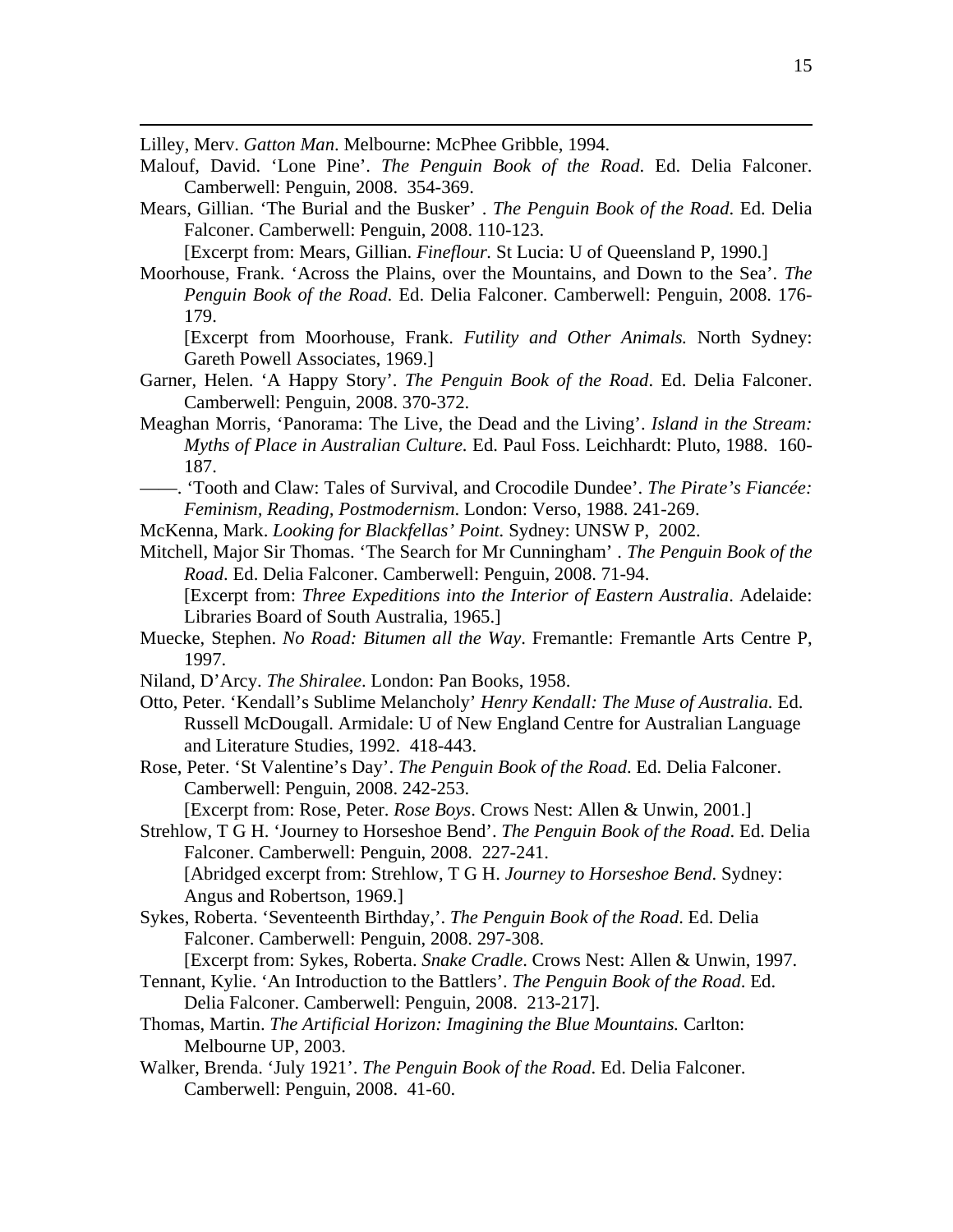Lilley, Merv. *Gatton Man*. Melbourne: McPhee Gribble, 1994.

Malouf, David. 'Lone Pine'. *The Penguin Book of the Road*. Ed. Delia Falconer. Camberwell: Penguin, 2008. 354-369.

Mears, Gillian. 'The Burial and the Busker' . *The Penguin Book of the Road*. Ed. Delia Falconer. Camberwell: Penguin, 2008. 110-123.
[Excerpt from: Mears, Gillian. *Fineflour.* St Lucia: U of Queensland P, 1990.]

Moorhouse, Frank. 'Across the Plains, over the Mountains, and Down to the Sea'. *The Penguin Book of the Road*. Ed. Delia Falconer. Camberwell: Penguin, 2008. 176-179.
[Excerpt from Moorhouse, Frank. *Futility and Other Animals.* North Sydney: Gareth Powell Associates, 1969.]

Garner, Helen. 'A Happy Story'. *The Penguin Book of the Road*. Ed. Delia Falconer. Camberwell: Penguin, 2008. 370-372.

Meaghan Morris, 'Panorama: The Live, the Dead and the Living'. *Island in the Stream: Myths of Place in Australian Culture.* Ed. Paul Foss. Leichhardt: Pluto, 1988. 160-187.

——. 'Tooth and Claw: Tales of Survival, and Crocodile Dundee'. *The Pirate's Fiancée: Feminism, Reading, Postmodernism*. London: Verso, 1988. 241-269.

McKenna, Mark. *Looking for Blackfellas' Point.* Sydney: UNSW P, 2002.

Mitchell, Major Sir Thomas. 'The Search for Mr Cunningham' . *The Penguin Book of the Road*. Ed. Delia Falconer. Camberwell: Penguin, 2008. 71-94.
[Excerpt from: *Three Expeditions into the Interior of Eastern Australia*. Adelaide: Libraries Board of South Australia, 1965.]

Muecke, Stephen. *No Road: Bitumen all the Way*. Fremantle: Fremantle Arts Centre P, 1997.

Niland, D'Arcy. *The Shiralee*. London: Pan Books, 1958.

Otto, Peter. 'Kendall's Sublime Melancholy' *Henry Kendall: The Muse of Australia.* Ed. Russell McDougall. Armidale: U of New England Centre for Australian Language and Literature Studies, 1992. 418-443.

Rose, Peter. 'St Valentine's Day'. *The Penguin Book of the Road*. Ed. Delia Falconer. Camberwell: Penguin, 2008. 242-253.
[Excerpt from: Rose, Peter. *Rose Boys*. Crows Nest: Allen & Unwin, 2001.]

Strehlow, T G H. 'Journey to Horseshoe Bend'. *The Penguin Book of the Road*. Ed. Delia Falconer. Camberwell: Penguin, 2008. 227-241.
[Abridged excerpt from: Strehlow, T G H. *Journey to Horseshoe Bend.* Sydney: Angus and Robertson, 1969.]

Sykes, Roberta. 'Seventeenth Birthday,'. *The Penguin Book of the Road*. Ed. Delia Falconer. Camberwell: Penguin, 2008. 297-308.
[Excerpt from: Sykes, Roberta. *Snake Cradle*. Crows Nest: Allen & Unwin, 1997.

Tennant, Kylie. 'An Introduction to the Battlers'. *The Penguin Book of the Road*. Ed. Delia Falconer. Camberwell: Penguin, 2008. 213-217].

Thomas, Martin. *The Artificial Horizon: Imagining the Blue Mountains.* Carlton: Melbourne UP, 2003.

Walker, Brenda. 'July 1921'. *The Penguin Book of the Road*. Ed. Delia Falconer. Camberwell: Penguin, 2008. 41-60.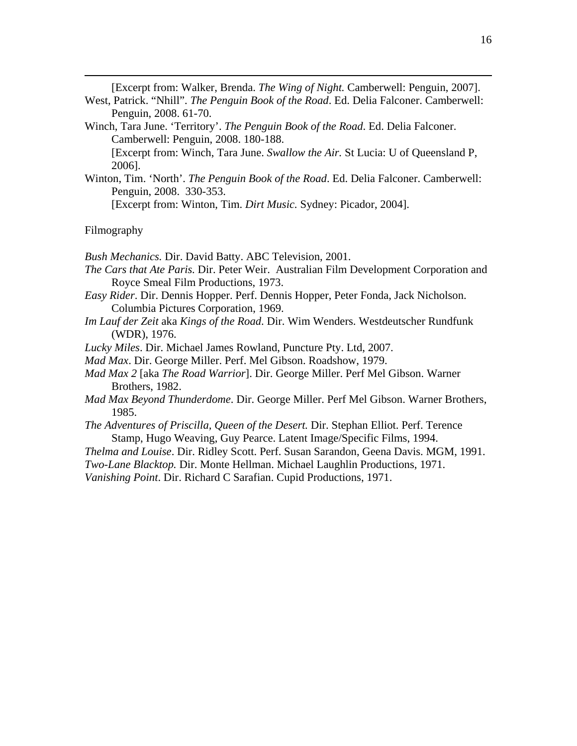[Excerpt from: Walker, Brenda. *The Wing of Night.* Camberwell: Penguin, 2007].

West, Patrick. "Nhill". *The Penguin Book of the Road*. Ed. Delia Falconer. Camberwell: Penguin, 2008. 61-70.

Winch, Tara June. 'Territory'. *The Penguin Book of the Road*. Ed. Delia Falconer. Camberwell: Penguin, 2008. 180-188.
[Excerpt from: Winch, Tara June. *Swallow the Air.* St Lucia: U of Queensland P, 2006].

Winton, Tim. 'North'. *The Penguin Book of the Road*. Ed. Delia Falconer. Camberwell: Penguin, 2008. 330-353.
[Excerpt from: Winton, Tim. *Dirt Music.* Sydney: Picador, 2004].

Filmography

*Bush Mechanics.* Dir. David Batty. ABC Television, 2001.

*The Cars that Ate Paris.* Dir. Peter Weir. Australian Film Development Corporation and Royce Smeal Film Productions, 1973.

*Easy Rider*. Dir. Dennis Hopper. Perf. Dennis Hopper, Peter Fonda, Jack Nicholson. Columbia Pictures Corporation, 1969.

*Im Lauf der Zeit* aka *Kings of the Road*. Dir. Wim Wenders. Westdeutscher Rundfunk (WDR), 1976.

*Lucky Miles*. Dir. Michael James Rowland, Puncture Pty. Ltd, 2007.

*Mad Max*. Dir. George Miller. Perf. Mel Gibson. Roadshow, 1979.

*Mad Max 2* [aka *The Road Warrior*]. Dir. George Miller. Perf Mel Gibson. Warner Brothers, 1982.

*Mad Max Beyond Thunderdome*. Dir. George Miller. Perf Mel Gibson. Warner Brothers, 1985.

*The Adventures of Priscilla, Queen of the Desert.* Dir. Stephan Elliot. Perf. Terence Stamp, Hugo Weaving, Guy Pearce. Latent Image/Specific Films, 1994.

*Thelma and Louise*. Dir. Ridley Scott. Perf. Susan Sarandon, Geena Davis. MGM, 1991.

*Two-Lane Blacktop.* Dir. Monte Hellman. Michael Laughlin Productions, 1971.

*Vanishing Point*. Dir. Richard C Sarafian. Cupid Productions, 1971.